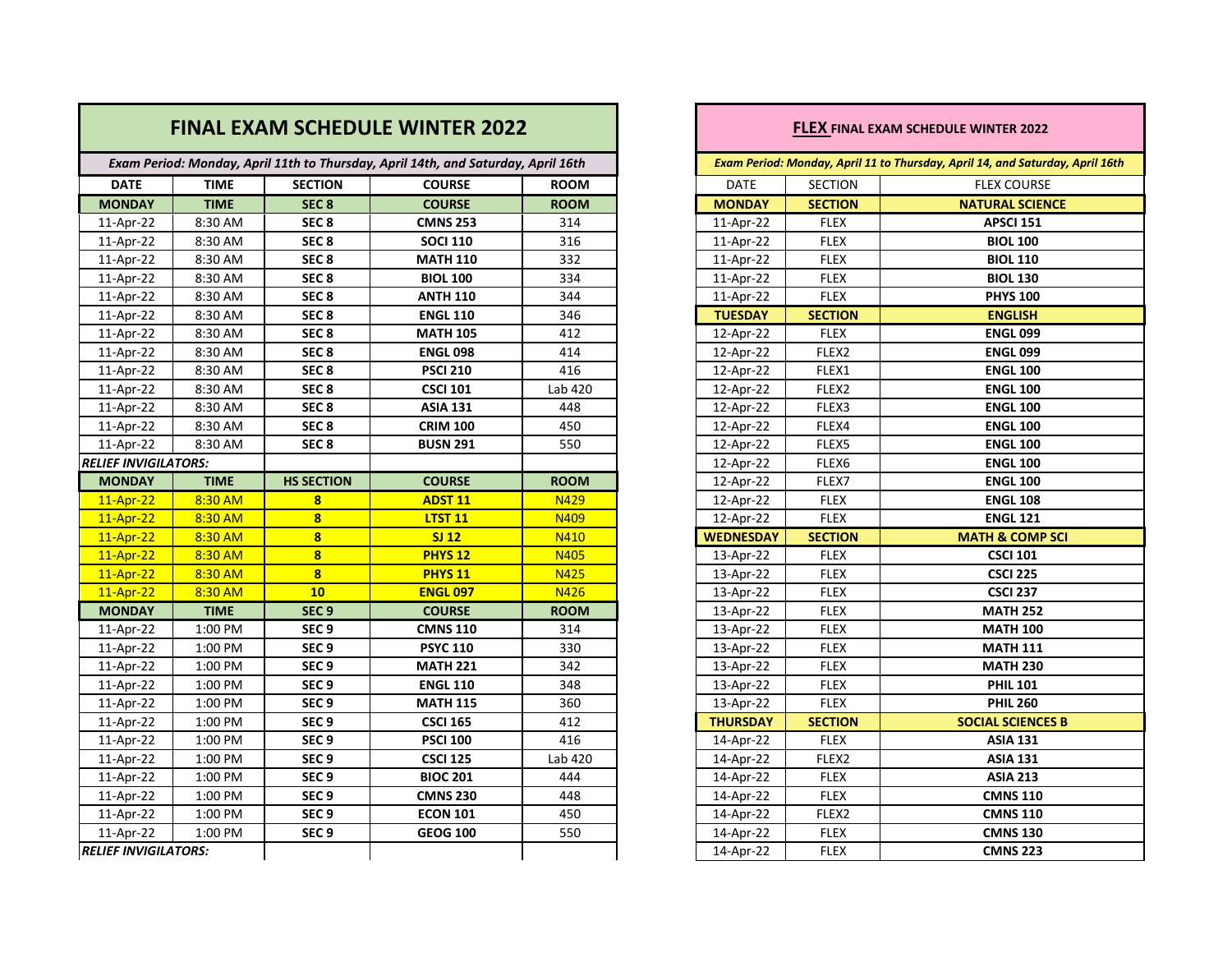# FINAL EXAM SCHEDULE WINTER 2022

*Exam Period: Monday, April 11th to Thursday, April 14th, and Saturday, April 16th*

| DATE | TIME | SECTION | COURSE | ROOM |
|---|---|---|---|---|
| **MONDAY** | **TIME** | **SEC 8** | **COURSE** | **ROOM** |
| 11-Apr-22 | 8:30 AM | SEC 8 | **CMNS 253** | 314 |
| 11-Apr-22 | 8:30 AM | SEC 8 | **SOCI 110** | 316 |
| 11-Apr-22 | 8:30 AM | SEC 8 | **MATH 110** | 332 |
| 11-Apr-22 | 8:30 AM | SEC 8 | **BIOL 100** | 334 |
| 11-Apr-22 | 8:30 AM | SEC 8 | **ANTH 110** | 344 |
| 11-Apr-22 | 8:30 AM | SEC 8 | **ENGL 110** | 346 |
| 11-Apr-22 | 8:30 AM | SEC 8 | **MATH 105** | 412 |
| 11-Apr-22 | 8:30 AM | SEC 8 | **ENGL 098** | 414 |
| 11-Apr-22 | 8:30 AM | SEC 8 | **PSCI 210** | 416 |
| 11-Apr-22 | 8:30 AM | SEC 8 | **CSCI 101** | Lab 420 |
| 11-Apr-22 | 8:30 AM | SEC 8 | **ASIA 131** | 448 |
| 11-Apr-22 | 8:30 AM | SEC 8 | **CRIM 100** | 450 |
| 11-Apr-22 | 8:30 AM | SEC 8 | **BUSN 291** | 550 |
| ***RELIEF INVIGILATORS:*** | | | | |
| **MONDAY** | **TIME** | **HS SECTION** | **COURSE** | **ROOM** |
| 11-Apr-22 | 8:30 AM | **8** | **ADST 11** | N429 |
| 11-Apr-22 | 8:30 AM | **8** | **LTST 11** | N409 |
| 11-Apr-22 | 8:30 AM | **8** | **SJ 12** | N410 |
| 11-Apr-22 | 8:30 AM | **8** | **PHYS 12** | N405 |
| 11-Apr-22 | 8:30 AM | **8** | **PHYS 11** | N425 |
| 11-Apr-22 | 8:30 AM | **10** | **ENGL 097** | N426 |
| **MONDAY** | **TIME** | **SEC 9** | **COURSE** | **ROOM** |
| 11-Apr-22 | 1:00 PM | SEC 9 | **CMNS 110** | 314 |
| 11-Apr-22 | 1:00 PM | SEC 9 | **PSYC 110** | 330 |
| 11-Apr-22 | 1:00 PM | SEC 9 | **MATH 221** | 342 |
| 11-Apr-22 | 1:00 PM | SEC 9 | **ENGL 110** | 348 |
| 11-Apr-22 | 1:00 PM | SEC 9 | **MATH 115** | 360 |
| 11-Apr-22 | 1:00 PM | SEC 9 | **CSCI 165** | 412 |
| 11-Apr-22 | 1:00 PM | SEC 9 | **PSCI 100** | 416 |
| 11-Apr-22 | 1:00 PM | SEC 9 | **CSCI 125** | Lab 420 |
| 11-Apr-22 | 1:00 PM | SEC 9 | **BIOC 201** | 444 |
| 11-Apr-22 | 1:00 PM | SEC 9 | **CMNS 230** | 448 |
| 11-Apr-22 | 1:00 PM | SEC 9 | **ECON 101** | 450 |
| 11-Apr-22 | 1:00 PM | SEC 9 | **GEOG 100** | 550 |
| ***RELIEF INVIGILATORS:*** | | | | |

# FLEX FINAL EXAM SCHEDULE WINTER 2022

*Exam Period: Monday, April 11 to Thursday, April 14, and Saturday, April 16th*

| DATE | SECTION | FLEX COURSE |
|---|---|---|
| **MONDAY** | **SECTION** | **NATURAL SCIENCE** |
| 11-Apr-22 | FLEX | **APSCI 151** |
| 11-Apr-22 | FLEX | **BIOL 100** |
| 11-Apr-22 | FLEX | **BIOL 110** |
| 11-Apr-22 | FLEX | **BIOL 130** |
| 11-Apr-22 | FLEX | **PHYS 100** |
| **TUESDAY** | **SECTION** | **ENGLISH** |
| 12-Apr-22 | FLEX | **ENGL 099** |
| 12-Apr-22 | FLEX2 | **ENGL 099** |
| 12-Apr-22 | FLEX1 | **ENGL 100** |
| 12-Apr-22 | FLEX2 | **ENGL 100** |
| 12-Apr-22 | FLEX3 | **ENGL 100** |
| 12-Apr-22 | FLEX4 | **ENGL 100** |
| 12-Apr-22 | FLEX5 | **ENGL 100** |
| 12-Apr-22 | FLEX6 | **ENGL 100** |
| 12-Apr-22 | FLEX7 | **ENGL 100** |
| 12-Apr-22 | FLEX | **ENGL 108** |
| 12-Apr-22 | FLEX | **ENGL 121** |
| **WEDNESDAY** | **SECTION** | **MATH & COMP SCI** |
| 13-Apr-22 | FLEX | **CSCI 101** |
| 13-Apr-22 | FLEX | **CSCI 225** |
| 13-Apr-22 | FLEX | **CSCI 237** |
| 13-Apr-22 | FLEX | **MATH 252** |
| 13-Apr-22 | FLEX | **MATH 100** |
| 13-Apr-22 | FLEX | **MATH 111** |
| 13-Apr-22 | FLEX | **MATH 230** |
| 13-Apr-22 | FLEX | **PHIL 101** |
| 13-Apr-22 | FLEX | **PHIL 260** |
| **THURSDAY** | **SECTION** | **SOCIAL SCIENCES B** |
| 14-Apr-22 | FLEX | **ASIA 131** |
| 14-Apr-22 | FLEX2 | **ASIA 131** |
| 14-Apr-22 | FLEX | **ASIA 213** |
| 14-Apr-22 | FLEX | **CMNS 110** |
| 14-Apr-22 | FLEX2 | **CMNS 110** |
| 14-Apr-22 | FLEX | **CMNS 130** |
| 14-Apr-22 | FLEX | **CMNS 223** |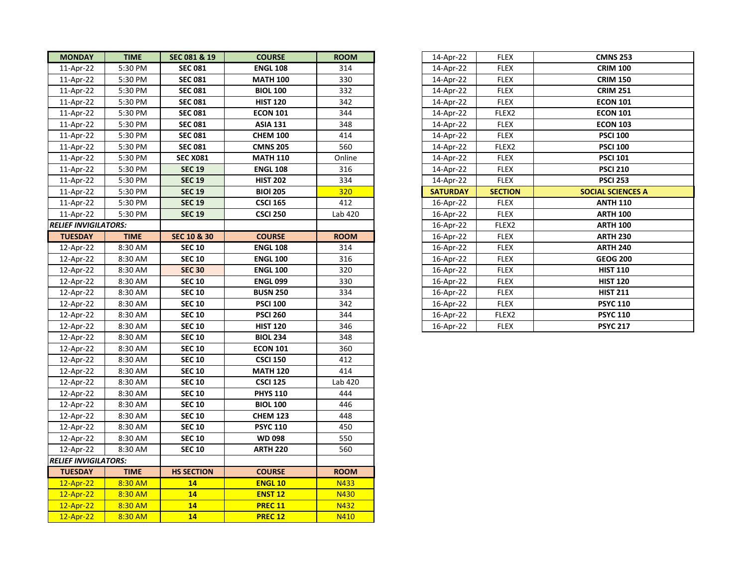| MONDAY | TIME | SEC 081 & 19 | COURSE | ROOM |
|---|---|---|---|---|
| 11-Apr-22 | 5:30 PM | **SEC 081** | **ENGL 108** | 314 |
| 11-Apr-22 | 5:30 PM | **SEC 081** | **MATH 100** | 330 |
| 11-Apr-22 | 5:30 PM | **SEC 081** | **BIOL 100** | 332 |
| 11-Apr-22 | 5:30 PM | **SEC 081** | **HIST 120** | 342 |
| 11-Apr-22 | 5:30 PM | **SEC 081** | **ECON 101** | 344 |
| 11-Apr-22 | 5:30 PM | **SEC 081** | **ASIA 131** | 348 |
| 11-Apr-22 | 5:30 PM | **SEC 081** | **CHEM 100** | 414 |
| 11-Apr-22 | 5:30 PM | **SEC 081** | **CMNS 205** | 560 |
| 11-Apr-22 | 5:30 PM | **SEC X081** | **MATH 110** | Online |
| 11-Apr-22 | 5:30 PM | **SEC 19** | **ENGL 108** | 316 |
| 11-Apr-22 | 5:30 PM | **SEC 19** | **HIST 202** | 334 |
| 11-Apr-22 | 5:30 PM | **SEC 19** | **BIOl 205** | 320 |
| 11-Apr-22 | 5:30 PM | **SEC 19** | **CSCI 165** | 412 |
| 11-Apr-22 | 5:30 PM | **SEC 19** | **CSCI 250** | Lab 420 |
| ***RELIEF INVIGILATORS:*** | | | | |
| **TUESDAY** | **TIME** | **SEC 10 & 30** | **COURSE** | **ROOM** |
| 12-Apr-22 | 8:30 AM | **SEC 10** | **ENGL 108** | 314 |
| 12-Apr-22 | 8:30 AM | **SEC 10** | **ENGL 100** | 316 |
| 12-Apr-22 | 8:30 AM | **SEC 30** | **ENGL 100** | 320 |
| 12-Apr-22 | 8:30 AM | **SEC 10** | **ENGL 099** | 330 |
| 12-Apr-22 | 8:30 AM | **SEC 10** | **BUSN 250** | 334 |
| 12-Apr-22 | 8:30 AM | **SEC 10** | **PSCI 100** | 342 |
| 12-Apr-22 | 8:30 AM | **SEC 10** | **PSCI 260** | 344 |
| 12-Apr-22 | 8:30 AM | **SEC 10** | **HIST 120** | 346 |
| 12-Apr-22 | 8:30 AM | **SEC 10** | **BIOL 234** | 348 |
| 12-Apr-22 | 8:30 AM | **SEC 10** | **ECON 101** | 360 |
| 12-Apr-22 | 8:30 AM | **SEC 10** | **CSCI 150** | 412 |
| 12-Apr-22 | 8:30 AM | **SEC 10** | **MATH 120** | 414 |
| 12-Apr-22 | 8:30 AM | **SEC 10** | **CSCI 125** | Lab 420 |
| 12-Apr-22 | 8:30 AM | **SEC 10** | **PHYS 110** | 444 |
| 12-Apr-22 | 8:30 AM | **SEC 10** | **BIOL 100** | 446 |
| 12-Apr-22 | 8:30 AM | **SEC 10** | **CHEM 123** | 448 |
| 12-Apr-22 | 8:30 AM | **SEC 10** | **PSYC 110** | 450 |
| 12-Apr-22 | 8:30 AM | **SEC 10** | **WD 098** | 550 |
| 12-Apr-22 | 8:30 AM | **SEC 10** | **ARTH 220** | 560 |
| ***RELIEF INVIGILATORS:*** | | | | |
| **TUESDAY** | **TIME** | **HS SECTION** | **COURSE** | **ROOM** |
| 12-Apr-22 | 8:30 AM | **14** | **ENGL 10** | N433 |
| 12-Apr-22 | 8:30 AM | **14** | **ENST 12** | N430 |
| 12-Apr-22 | 8:30 AM | **14** | **PREC 11** | N432 |
| 12-Apr-22 | 8:30 AM | **14** | **PREC 12** | N410 |

| | | |
|---|---|---|
| 14-Apr-22 | FLEX | **CMNS 253** |
| 14-Apr-22 | FLEX | **CRIM 100** |
| 14-Apr-22 | FLEX | **CRIM 150** |
| 14-Apr-22 | FLEX | **CRIM 251** |
| 14-Apr-22 | FLEX | **ECON 101** |
| 14-Apr-22 | FLEX2 | **ECON 101** |
| 14-Apr-22 | FLEX | **ECON 103** |
| 14-Apr-22 | FLEX | **PSCI 100** |
| 14-Apr-22 | FLEX2 | **PSCI 100** |
| 14-Apr-22 | FLEX | **PSCI 101** |
| 14-Apr-22 | FLEX | **PSCI 210** |
| 14-Apr-22 | FLEX | **PSCI 253** |
| **SATURDAY** | **SECTION** | **SOCIAL SCIENCES A** |
| 16-Apr-22 | FLEX | **ANTH 110** |
| 16-Apr-22 | FLEX | **ARTH 100** |
| 16-Apr-22 | FLEX2 | **ARTH 100** |
| 16-Apr-22 | FLEX | **ARTH 230** |
| 16-Apr-22 | FLEX | **ARTH 240** |
| 16-Apr-22 | FLEX | **GEOG 200** |
| 16-Apr-22 | FLEX | **HIST 110** |
| 16-Apr-22 | FLEX | **HIST 120** |
| 16-Apr-22 | FLEX | **HIST 211** |
| 16-Apr-22 | FLEX | **PSYC 110** |
| 16-Apr-22 | FLEX2 | **PSYC 110** |
| 16-Apr-22 | FLEX | **PSYC 217** |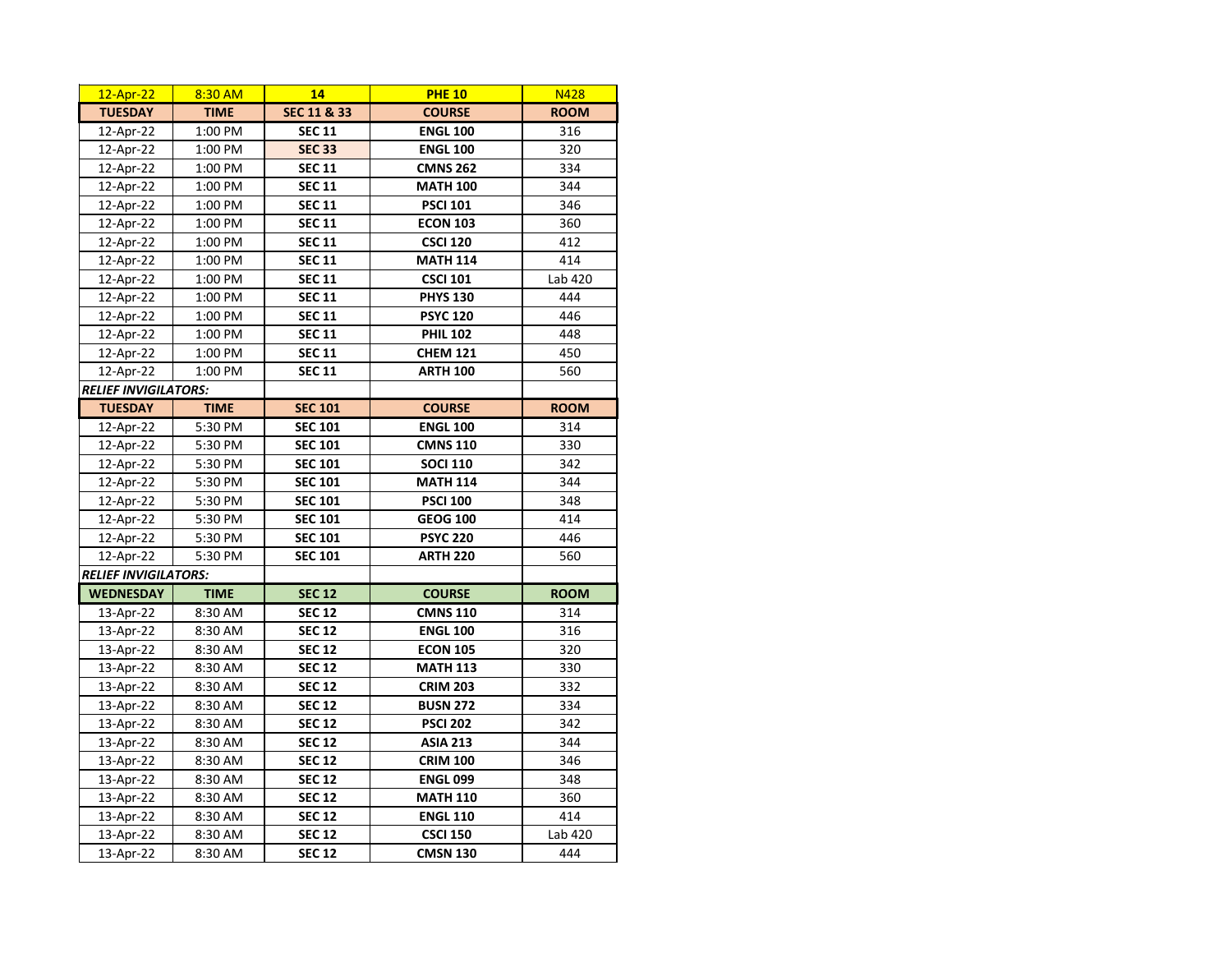| | | | | |
|---|---|---|---|---|
| 12-Apr-22 | 8:30 AM | 14 | PHE 10 | N428 |
| **TUESDAY** | **TIME** | **SEC 11 & 33** | **COURSE** | **ROOM** |
| 12-Apr-22 | 1:00 PM | **SEC 11** | **ENGL 100** | 316 |
| 12-Apr-22 | 1:00 PM | **SEC 33** | **ENGL 100** | 320 |
| 12-Apr-22 | 1:00 PM | **SEC 11** | **CMNS 262** | 334 |
| 12-Apr-22 | 1:00 PM | **SEC 11** | **MATH 100** | 344 |
| 12-Apr-22 | 1:00 PM | **SEC 11** | **PSCI 101** | 346 |
| 12-Apr-22 | 1:00 PM | **SEC 11** | **ECON 103** | 360 |
| 12-Apr-22 | 1:00 PM | **SEC 11** | **CSCI 120** | 412 |
| 12-Apr-22 | 1:00 PM | **SEC 11** | **MATH 114** | 414 |
| 12-Apr-22 | 1:00 PM | **SEC 11** | **CSCI 101** | Lab 420 |
| 12-Apr-22 | 1:00 PM | **SEC 11** | **PHYS 130** | 444 |
| 12-Apr-22 | 1:00 PM | **SEC 11** | **PSYC 120** | 446 |
| 12-Apr-22 | 1:00 PM | **SEC 11** | **PHIL 102** | 448 |
| 12-Apr-22 | 1:00 PM | **SEC 11** | **CHEM 121** | 450 |
| 12-Apr-22 | 1:00 PM | **SEC 11** | **ARTH 100** | 560 |
| ***RELIEF INVIGILATORS:*** | | | | |
| **TUESDAY** | **TIME** | **SEC 101** | **COURSE** | **ROOM** |
| 12-Apr-22 | 5:30 PM | **SEC 101** | **ENGL 100** | 314 |
| 12-Apr-22 | 5:30 PM | **SEC 101** | **CMNS 110** | 330 |
| 12-Apr-22 | 5:30 PM | **SEC 101** | **SOCI 110** | 342 |
| 12-Apr-22 | 5:30 PM | **SEC 101** | **MATH 114** | 344 |
| 12-Apr-22 | 5:30 PM | **SEC 101** | **PSCI 100** | 348 |
| 12-Apr-22 | 5:30 PM | **SEC 101** | **GEOG 100** | 414 |
| 12-Apr-22 | 5:30 PM | **SEC 101** | **PSYC 220** | 446 |
| 12-Apr-22 | 5:30 PM | **SEC 101** | **ARTH 220** | 560 |
| ***RELIEF INVIGILATORS:*** | | | | |
| **WEDNESDAY** | **TIME** | **SEC 12** | **COURSE** | **ROOM** |
| 13-Apr-22 | 8:30 AM | **SEC 12** | **CMNS 110** | 314 |
| 13-Apr-22 | 8:30 AM | **SEC 12** | **ENGL 100** | 316 |
| 13-Apr-22 | 8:30 AM | **SEC 12** | **ECON 105** | 320 |
| 13-Apr-22 | 8:30 AM | **SEC 12** | **MATH 113** | 330 |
| 13-Apr-22 | 8:30 AM | **SEC 12** | **CRIM 203** | 332 |
| 13-Apr-22 | 8:30 AM | **SEC 12** | **BUSN 272** | 334 |
| 13-Apr-22 | 8:30 AM | **SEC 12** | **PSCI 202** | 342 |
| 13-Apr-22 | 8:30 AM | **SEC 12** | **ASIA 213** | 344 |
| 13-Apr-22 | 8:30 AM | **SEC 12** | **CRIM 100** | 346 |
| 13-Apr-22 | 8:30 AM | **SEC 12** | **ENGL 099** | 348 |
| 13-Apr-22 | 8:30 AM | **SEC 12** | **MATH 110** | 360 |
| 13-Apr-22 | 8:30 AM | **SEC 12** | **ENGL 110** | 414 |
| 13-Apr-22 | 8:30 AM | **SEC 12** | **CSCI 150** | Lab 420 |
| 13-Apr-22 | 8:30 AM | **SEC 12** | **CMSN 130** | 444 |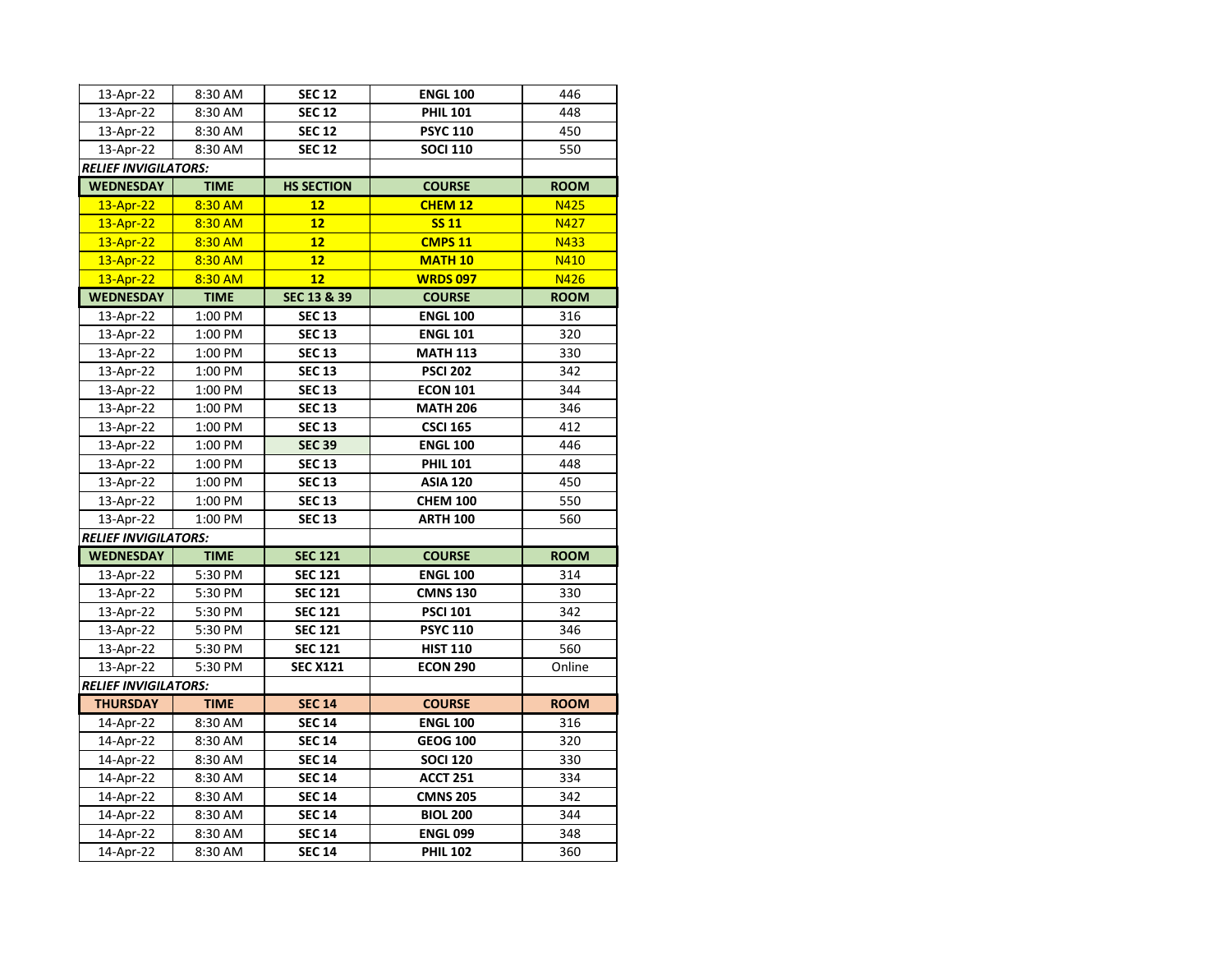| | | | | |
|---|---|---|---|---|
| 13-Apr-22 | 8:30 AM | **SEC 12** | **ENGL 100** | 446 |
| 13-Apr-22 | 8:30 AM | **SEC 12** | **PHIL 101** | 448 |
| 13-Apr-22 | 8:30 AM | **SEC 12** | **PSYC 110** | 450 |
| 13-Apr-22 | 8:30 AM | **SEC 12** | **SOCI 110** | 550 |
| ***RELIEF INVIGILATORS:*** | | | | |
| **WEDNESDAY** | **TIME** | **HS SECTION** | **COURSE** | **ROOM** |
| 13-Apr-22 | 8:30 AM | **12** | **CHEM 12** | N425 |
| 13-Apr-22 | 8:30 AM | **12** | **SS 11** | N427 |
| 13-Apr-22 | 8:30 AM | **12** | **CMPS 11** | N433 |
| 13-Apr-22 | 8:30 AM | **12** | **MATH 10** | N410 |
| 13-Apr-22 | 8:30 AM | **12** | **WRDS 097** | N426 |
| **WEDNESDAY** | **TIME** | **SEC 13 & 39** | **COURSE** | **ROOM** |
| 13-Apr-22 | 1:00 PM | **SEC 13** | **ENGL 100** | 316 |
| 13-Apr-22 | 1:00 PM | **SEC 13** | **ENGL 101** | 320 |
| 13-Apr-22 | 1:00 PM | **SEC 13** | **MATH 113** | 330 |
| 13-Apr-22 | 1:00 PM | **SEC 13** | **PSCI 202** | 342 |
| 13-Apr-22 | 1:00 PM | **SEC 13** | **ECON 101** | 344 |
| 13-Apr-22 | 1:00 PM | **SEC 13** | **MATH 206** | 346 |
| 13-Apr-22 | 1:00 PM | **SEC 13** | **CSCI 165** | 412 |
| 13-Apr-22 | 1:00 PM | **SEC 39** | **ENGL 100** | 446 |
| 13-Apr-22 | 1:00 PM | **SEC 13** | **PHIL 101** | 448 |
| 13-Apr-22 | 1:00 PM | **SEC 13** | **ASIA 120** | 450 |
| 13-Apr-22 | 1:00 PM | **SEC 13** | **CHEM 100** | 550 |
| 13-Apr-22 | 1:00 PM | **SEC 13** | **ARTH 100** | 560 |
| ***RELIEF INVIGILATORS:*** | | | | |
| **WEDNESDAY** | **TIME** | **SEC 121** | **COURSE** | **ROOM** |
| 13-Apr-22 | 5:30 PM | **SEC 121** | **ENGL 100** | 314 |
| 13-Apr-22 | 5:30 PM | **SEC 121** | **CMNS 130** | 330 |
| 13-Apr-22 | 5:30 PM | **SEC 121** | **PSCI 101** | 342 |
| 13-Apr-22 | 5:30 PM | **SEC 121** | **PSYC 110** | 346 |
| 13-Apr-22 | 5:30 PM | **SEC 121** | **HIST 110** | 560 |
| 13-Apr-22 | 5:30 PM | **SEC X121** | **ECON 290** | Online |
| ***RELIEF INVIGILATORS:*** | | | | |
| **THURSDAY** | **TIME** | **SEC 14** | **COURSE** | **ROOM** |
| 14-Apr-22 | 8:30 AM | **SEC 14** | **ENGL 100** | 316 |
| 14-Apr-22 | 8:30 AM | **SEC 14** | **GEOG 100** | 320 |
| 14-Apr-22 | 8:30 AM | **SEC 14** | **SOCI 120** | 330 |
| 14-Apr-22 | 8:30 AM | **SEC 14** | **ACCT 251** | 334 |
| 14-Apr-22 | 8:30 AM | **SEC 14** | **CMNS 205** | 342 |
| 14-Apr-22 | 8:30 AM | **SEC 14** | **BIOL 200** | 344 |
| 14-Apr-22 | 8:30 AM | **SEC 14** | **ENGL 099** | 348 |
| 14-Apr-22 | 8:30 AM | **SEC 14** | **PHIL 102** | 360 |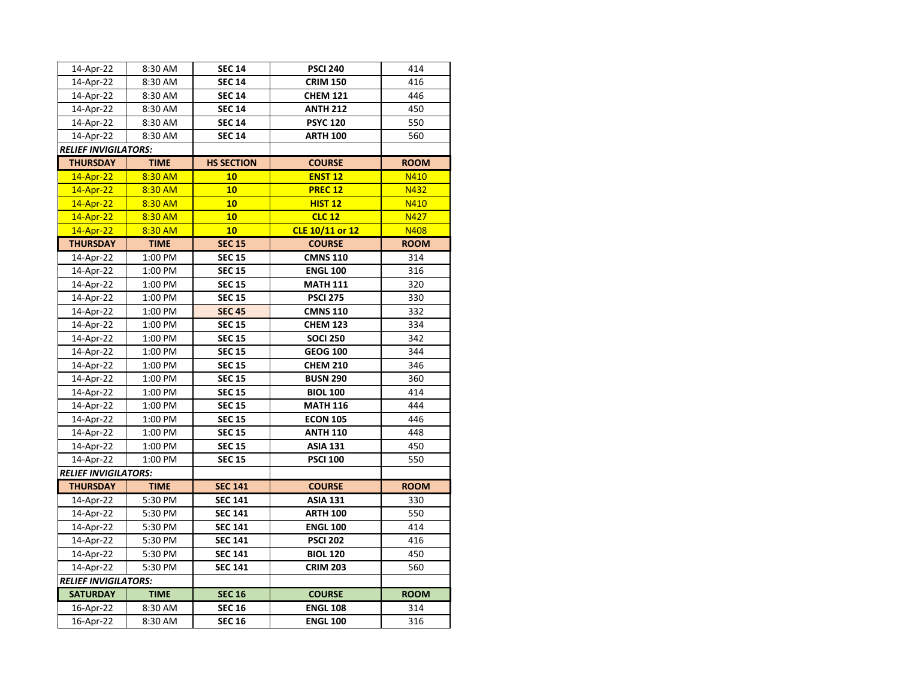| | | | | |
|---|---|---|---|---|
| 14-Apr-22 | 8:30 AM | **SEC 14** | **PSCI 240** | 414 |
| 14-Apr-22 | 8:30 AM | **SEC 14** | **CRIM 150** | 416 |
| 14-Apr-22 | 8:30 AM | **SEC 14** | **CHEM 121** | 446 |
| 14-Apr-22 | 8:30 AM | **SEC 14** | **ANTH 212** | 450 |
| 14-Apr-22 | 8:30 AM | **SEC 14** | **PSYC 120** | 550 |
| 14-Apr-22 | 8:30 AM | **SEC 14** | **ARTH 100** | 560 |
| ***RELIEF INVIGILATORS:*** | | | | |
| **THURSDAY** | **TIME** | **HS SECTION** | **COURSE** | **ROOM** |
| 14-Apr-22 | 8:30 AM | **10** | **ENST 12** | N410 |
| 14-Apr-22 | 8:30 AM | **10** | **PREC 12** | N432 |
| 14-Apr-22 | 8:30 AM | **10** | **HIST 12** | N410 |
| 14-Apr-22 | 8:30 AM | **10** | **CLC 12** | N427 |
| 14-Apr-22 | 8:30 AM | **10** | **CLE 10/11 or 12** | N408 |
| **THURSDAY** | **TIME** | **SEC 15** | **COURSE** | **ROOM** |
| 14-Apr-22 | 1:00 PM | **SEC 15** | **CMNS 110** | 314 |
| 14-Apr-22 | 1:00 PM | **SEC 15** | **ENGL 100** | 316 |
| 14-Apr-22 | 1:00 PM | **SEC 15** | **MATH 111** | 320 |
| 14-Apr-22 | 1:00 PM | **SEC 15** | **PSCI 275** | 330 |
| 14-Apr-22 | 1:00 PM | **SEC 45** | **CMNS 110** | 332 |
| 14-Apr-22 | 1:00 PM | **SEC 15** | **CHEM 123** | 334 |
| 14-Apr-22 | 1:00 PM | **SEC 15** | **SOCI 250** | 342 |
| 14-Apr-22 | 1:00 PM | **SEC 15** | **GEOG 100** | 344 |
| 14-Apr-22 | 1:00 PM | **SEC 15** | **CHEM 210** | 346 |
| 14-Apr-22 | 1:00 PM | **SEC 15** | **BUSN 290** | 360 |
| 14-Apr-22 | 1:00 PM | **SEC 15** | **BIOL 100** | 414 |
| 14-Apr-22 | 1:00 PM | **SEC 15** | **MATH 116** | 444 |
| 14-Apr-22 | 1:00 PM | **SEC 15** | **ECON 105** | 446 |
| 14-Apr-22 | 1:00 PM | **SEC 15** | **ANTH 110** | 448 |
| 14-Apr-22 | 1:00 PM | **SEC 15** | **ASIA 131** | 450 |
| 14-Apr-22 | 1:00 PM | **SEC 15** | **PSCI 100** | 550 |
| ***RELIEF INVIGILATORS:*** | | | | |
| **THURSDAY** | **TIME** | **SEC 141** | **COURSE** | **ROOM** |
| 14-Apr-22 | 5:30 PM | **SEC 141** | **ASIA 131** | 330 |
| 14-Apr-22 | 5:30 PM | **SEC 141** | **ARTH 100** | 550 |
| 14-Apr-22 | 5:30 PM | **SEC 141** | **ENGL 100** | 414 |
| 14-Apr-22 | 5:30 PM | **SEC 141** | **PSCI 202** | 416 |
| 14-Apr-22 | 5:30 PM | **SEC 141** | **BIOL 120** | 450 |
| 14-Apr-22 | 5:30 PM | **SEC 141** | **CRIM 203** | 560 |
| ***RELIEF INVIGILATORS:*** | | | | |
| **SATURDAY** | **TIME** | **SEC 16** | **COURSE** | **ROOM** |
| 16-Apr-22 | 8:30 AM | **SEC 16** | **ENGL 108** | 314 |
| 16-Apr-22 | 8:30 AM | **SEC 16** | **ENGL 100** | 316 |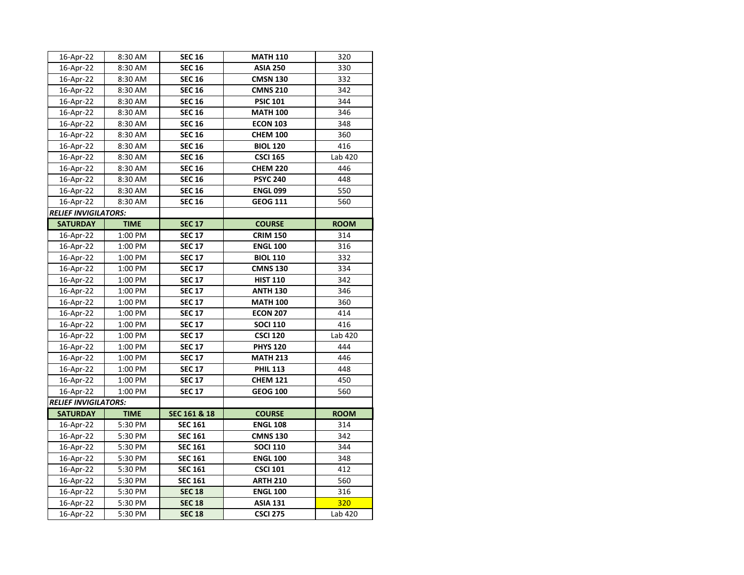| | | | | |
|---|---|---|---|---|
| 16-Apr-22 | 8:30 AM | **SEC 16** | **MATH 110** | 320 |
| 16-Apr-22 | 8:30 AM | **SEC 16** | **ASIA 250** | 330 |
| 16-Apr-22 | 8:30 AM | **SEC 16** | **CMSN 130** | 332 |
| 16-Apr-22 | 8:30 AM | **SEC 16** | **CMNS 210** | 342 |
| 16-Apr-22 | 8:30 AM | **SEC 16** | **PSIC 101** | 344 |
| 16-Apr-22 | 8:30 AM | **SEC 16** | **MATH 100** | 346 |
| 16-Apr-22 | 8:30 AM | **SEC 16** | **ECON 103** | 348 |
| 16-Apr-22 | 8:30 AM | **SEC 16** | **CHEM 100** | 360 |
| 16-Apr-22 | 8:30 AM | **SEC 16** | **BIOL 120** | 416 |
| 16-Apr-22 | 8:30 AM | **SEC 16** | **CSCI 165** | Lab 420 |
| 16-Apr-22 | 8:30 AM | **SEC 16** | **CHEM 220** | 446 |
| 16-Apr-22 | 8:30 AM | **SEC 16** | **PSYC 240** | 448 |
| 16-Apr-22 | 8:30 AM | **SEC 16** | **ENGL 099** | 550 |
| 16-Apr-22 | 8:30 AM | **SEC 16** | **GEOG 111** | 560 |
| ***RELIEF INVIGILATORS:*** | | | | |
| **SATURDAY** | **TIME** | **SEC 17** | **COURSE** | **ROOM** |
| 16-Apr-22 | 1:00 PM | **SEC 17** | **CRIM 150** | 314 |
| 16-Apr-22 | 1:00 PM | **SEC 17** | **ENGL 100** | 316 |
| 16-Apr-22 | 1:00 PM | **SEC 17** | **BIOL 110** | 332 |
| 16-Apr-22 | 1:00 PM | **SEC 17** | **CMNS 130** | 334 |
| 16-Apr-22 | 1:00 PM | **SEC 17** | **HIST 110** | 342 |
| 16-Apr-22 | 1:00 PM | **SEC 17** | **ANTH 130** | 346 |
| 16-Apr-22 | 1:00 PM | **SEC 17** | **MATH 100** | 360 |
| 16-Apr-22 | 1:00 PM | **SEC 17** | **ECON 207** | 414 |
| 16-Apr-22 | 1:00 PM | **SEC 17** | **SOCI 110** | 416 |
| 16-Apr-22 | 1:00 PM | **SEC 17** | **CSCI 120** | Lab 420 |
| 16-Apr-22 | 1:00 PM | **SEC 17** | **PHYS 120** | 444 |
| 16-Apr-22 | 1:00 PM | **SEC 17** | **MATH 213** | 446 |
| 16-Apr-22 | 1:00 PM | **SEC 17** | **PHIL 113** | 448 |
| 16-Apr-22 | 1:00 PM | **SEC 17** | **CHEM 121** | 450 |
| 16-Apr-22 | 1:00 PM | **SEC 17** | **GEOG 100** | 560 |
| ***RELIEF INVIGILATORS:*** | | | | |
| **SATURDAY** | **TIME** | **SEC 161 & 18** | **COURSE** | **ROOM** |
| 16-Apr-22 | 5:30 PM | **SEC 161** | **ENGL 108** | 314 |
| 16-Apr-22 | 5:30 PM | **SEC 161** | **CMNS 130** | 342 |
| 16-Apr-22 | 5:30 PM | **SEC 161** | **SOCI 110** | 344 |
| 16-Apr-22 | 5:30 PM | **SEC 161** | **ENGL 100** | 348 |
| 16-Apr-22 | 5:30 PM | **SEC 161** | **CSCI 101** | 412 |
| 16-Apr-22 | 5:30 PM | **SEC 161** | **ARTH 210** | 560 |
| 16-Apr-22 | 5:30 PM | **SEC 18** | **ENGL 100** | 316 |
| 16-Apr-22 | 5:30 PM | **SEC 18** | **ASIA 131** | 320 |
| 16-Apr-22 | 5:30 PM | **SEC 18** | **CSCI 275** | Lab 420 |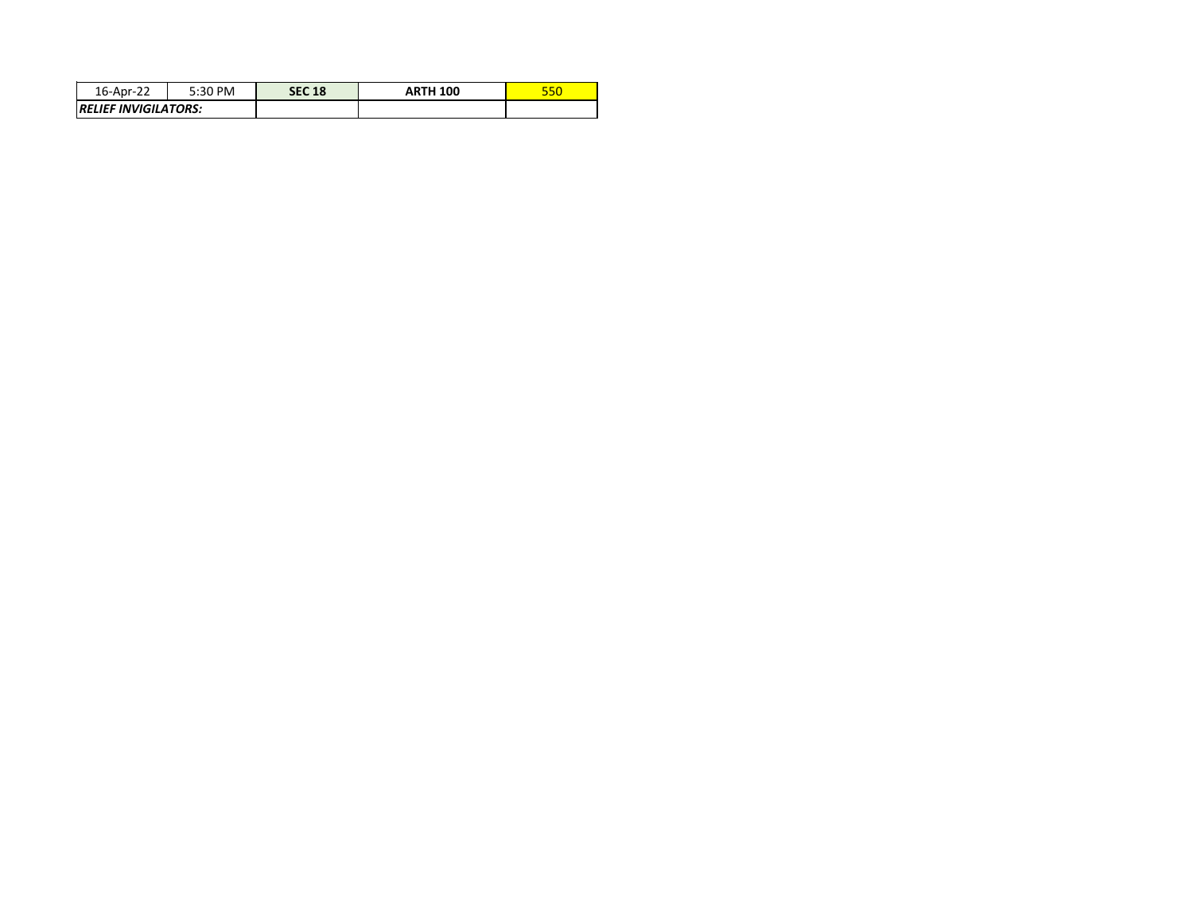| | | | | |
|---|---|---|---|---|
| 16-Apr-22 | 5:30 PM | **SEC 18** | **ARTH 100** | 550 |
| ***RELIEF INVIGILATORS:*** | | | | |